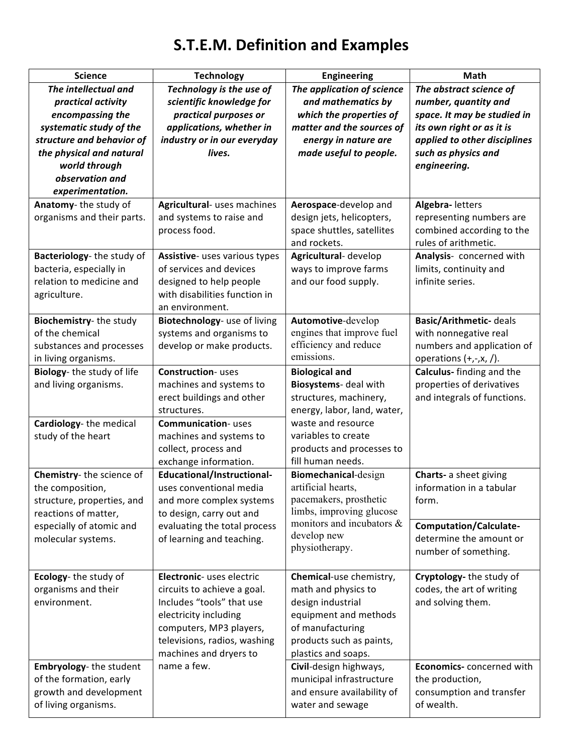# S.T.E.M. Definition and Examples

| Science | Technology | Engineering | Math |
|---|---|---|---|
| ***The intellectual and practical activity encompassing the systematic study of the structure and behavior of the physical and natural world through observation and experimentation.*** | ***Technology is the use of scientific knowledge for practical purposes or applications, whether in industry or in our everyday lives.*** | ***The application of science and mathematics by which the properties of matter and the sources of energy in nature are made useful to people.*** | ***The abstract science of number, quantity and space. It may be studied in its own right or as it is applied to other disciplines such as physics and engineering.*** |
| **Anatomy**- the study of organisms and their parts. | **Agricultural**- uses machines and systems to raise and process food. | **Aerospace**-develop and design jets, helicopters, space shuttles, satellites and rockets. | **Algebra-** letters representing numbers are combined according to the rules of arithmetic. |
| **Bacteriology**- the study of bacteria, especially in relation to medicine and agriculture. | **Assistive**- uses various types of services and devices designed to help people with disabilities function in an environment. | **Agricultural**- develop ways to improve farms and our food supply. | **Analysis**- concerned with limits, continuity and infinite series. |
| **Biochemistry**- the study of the chemical substances and processes in living organisms. | **Biotechnology**- use of living systems and organisms to develop or make products. | **Automotive**-develop engines that improve fuel efficiency and reduce emissions. | **Basic/Arithmetic-** deals with nonnegative real numbers and application of operations (+,-,x, /). |
| **Biology**- the study of life and living organisms. | **Construction**- uses machines and systems to erect buildings and other structures. | **Biological and Biosystems**- deal with structures, machinery, energy, labor, land, water, waste and resource variables to create products and processes to fill human needs. | **Calculus-** finding and the properties of derivatives and integrals of functions. |
| **Cardiology**- the medical study of the heart | **Communication**- uses machines and systems to collect, process and exchange information. | | |
| **Chemistry**- the science of the composition, structure, properties, and reactions of matter, especially of atomic and molecular systems. | **Educational/Instructional-** uses conventional media and more complex systems to design, carry out and evaluating the total process of learning and teaching. | **Biomechanical**-design artificial hearts, pacemakers, prosthetic limbs, improving glucose monitors and incubators & develop new physiotherapy. | **Charts-** a sheet giving information in a tabular form. |
| | | | **Computation/Calculate-** determine the amount or number of something. |
| **Ecology**- the study of organisms and their environment. | **Electronic**- uses electric circuits to achieve a goal. Includes "tools" that use electricity including computers, MP3 players, televisions, radios, washing machines and dryers to name a few. | **Chemical**-use chemistry, math and physics to design industrial equipment and methods of manufacturing products such as paints, plastics and soaps. | **Cryptology-** the study of codes, the art of writing and solving them. |
| **Embryology**- the student of the formation, early growth and development of living organisms. | | **Civil**-design highways, municipal infrastructure and ensure availability of water and sewage | **Economics-** concerned with the production, consumption and transfer of wealth. |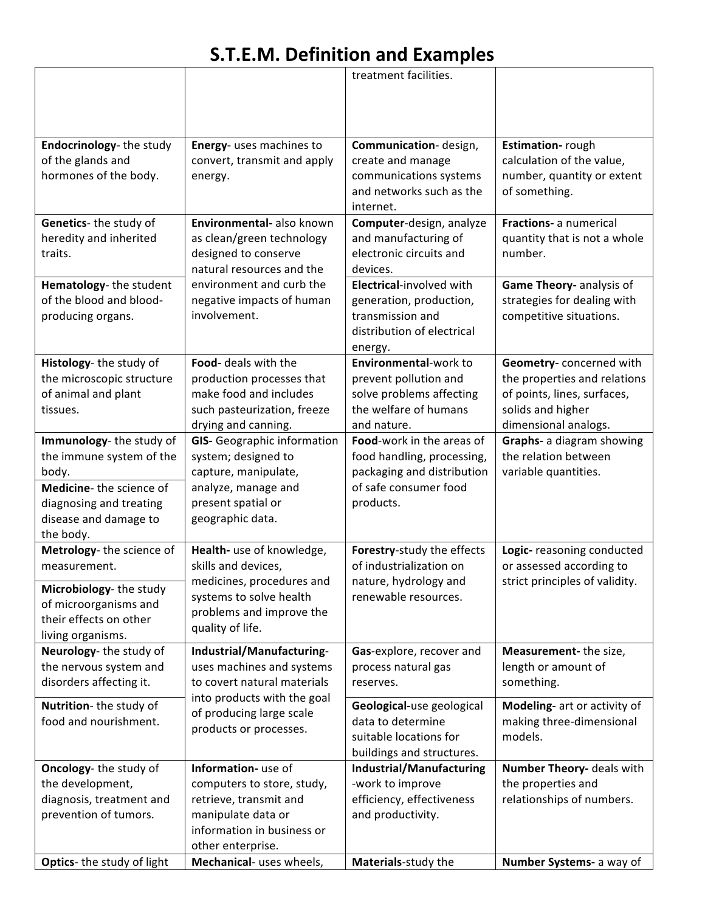# S.T.E.M. Definition and Examples

| | | | |
|---|---|---|---|
| | | treatment facilities. | |
| **Endocrinology**- the study of the glands and hormones of the body. | **Energy**- uses machines to convert, transmit and apply energy. | **Communication**- design, create and manage communications systems and networks such as the internet. | **Estimation-** rough calculation of the value, number, quantity or extent of something. |
| **Genetics**- the study of heredity and inherited traits. | **Environmental-** also known as clean/green technology designed to conserve natural resources and the environment and curb the negative impacts of human involvement. | **Computer**-design, analyze and manufacturing of electronic circuits and devices. | **Fractions-** a numerical quantity that is not a whole number. |
| **Hematology**- the student of the blood and blood-producing organs. | | **Electrical**-involved with generation, production, transmission and distribution of electrical energy. | **Game Theory-** analysis of strategies for dealing with competitive situations. |
| **Histology**- the study of the microscopic structure of animal and plant tissues. | **Food-** deals with the production processes that make food and includes such pasteurization, freeze drying and canning. | **Environmental**-work to prevent pollution and solve problems affecting the welfare of humans and nature. | **Geometry-** concerned with the properties and relations of points, lines, surfaces, solids and higher dimensional analogs. |
| **Immunology**- the study of the immune system of the body. | **GIS-** Geographic information system; designed to capture, manipulate, analyze, manage and present spatial or geographic data. | **Food**-work in the areas of food handling, processing, packaging and distribution of safe consumer food products. | **Graphs-** a diagram showing the relation between variable quantities. |
| **Medicine**- the science of diagnosing and treating disease and damage to the body. | | | |
| **Metrology**- the science of measurement. | **Health-** use of knowledge, skills and devices, medicines, procedures and systems to solve health problems and improve the quality of life. | **Forestry**-study the effects of industrialization on nature, hydrology and renewable resources. | **Logic-** reasoning conducted or assessed according to strict principles of validity. |
| **Microbiology**- the study of microorganisms and their effects on other living organisms. | | | |
| **Neurology**- the study of the nervous system and disorders affecting it. | **Industrial/Manufacturing**- uses machines and systems to covert natural materials into products with the goal of producing large scale products or processes. | **Gas**-explore, recover and process natural gas reserves. | **Measurement-** the size, length or amount of something. |
| **Nutrition**- the study of food and nourishment. | | **Geological-**use geological data to determine suitable locations for buildings and structures. | **Modeling-** art or activity of making three-dimensional models. |
| **Oncology**- the study of the development, diagnosis, treatment and prevention of tumors. | **Information-** use of computers to store, study, retrieve, transmit and manipulate data or information in business or other enterprise. | **Industrial/Manufacturing** -work to improve efficiency, effectiveness and productivity. | **Number Theory-** deals with the properties and relationships of numbers. |
| **Optics**- the study of light | **Mechanical**- uses wheels, | **Materials**-study the | **Number Systems-** a way of |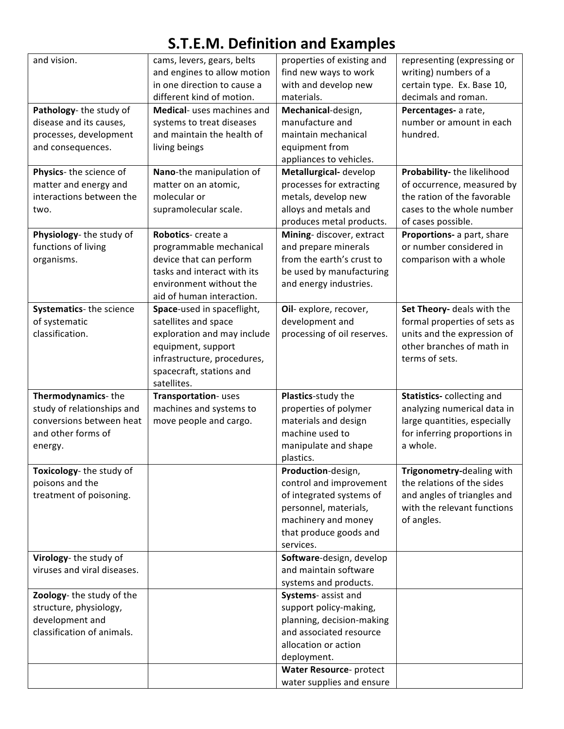# S.T.E.M. Definition and Examples

| | | | |
|---|---|---|---|
| and vision. | cams, levers, gears, belts and engines to allow motion in one direction to cause a different kind of motion. | properties of existing and find new ways to work with and develop new materials. | representing (expressing or writing) numbers of a certain type. Ex. Base 10, decimals and roman. |
| **Pathology**- the study of disease and its causes, processes, development and consequences. | **Medical**- uses machines and systems to treat diseases and maintain the health of living beings | **Mechanical**-design, manufacture and maintain mechanical equipment from appliances to vehicles. | **Percentages-** a rate, number or amount in each hundred. |
| **Physics**- the science of matter and energy and interactions between the two. | **Nano**-the manipulation of matter on an atomic, molecular or supramolecular scale. | **Metallurgical-** develop processes for extracting metals, develop new alloys and metals and produces metal products. | **Probability-** the likelihood of occurrence, measured by the ration of the favorable cases to the whole number of cases possible. |
| **Physiology**- the study of functions of living organisms. | **Robotics**- create a programmable mechanical device that can perform tasks and interact with its environment without the aid of human interaction. | **Mining**- discover, extract and prepare minerals from the earth's crust to be used by manufacturing and energy industries. | **Proportions-** a part, share or number considered in comparison with a whole |
| **Systematics**- the science of systematic classification. | **Space**-used in spaceflight, satellites and space exploration and may include equipment, support infrastructure, procedures, spacecraft, stations and satellites. | **Oil**- explore, recover, development and processing of oil reserves. | **Set Theory-** deals with the formal properties of sets as units and the expression of other branches of math in terms of sets. |
| **Thermodynamics**- the study of relationships and conversions between heat and other forms of energy. | **Transportation**- uses machines and systems to move people and cargo. | **Plastics**-study the properties of polymer materials and design machine used to manipulate and shape plastics. | **Statistics-** collecting and analyzing numerical data in large quantities, especially for inferring proportions in a whole. |
| **Toxicology**- the study of poisons and the treatment of poisoning. | | **Production**-design, control and improvement of integrated systems of personnel, materials, machinery and money that produce goods and services. | **Trigonometry-**dealing with the relations of the sides and angles of triangles and with the relevant functions of angles. |
| **Virology**- the study of viruses and viral diseases. | | **Software**-design, develop and maintain software systems and products. | |
| **Zoology**- the study of the structure, physiology, development and classification of animals. | | **Systems**- assist and support policy-making, planning, decision-making and associated resource allocation or action deployment. | |
| | | **Water Resource**- protect water supplies and ensure | |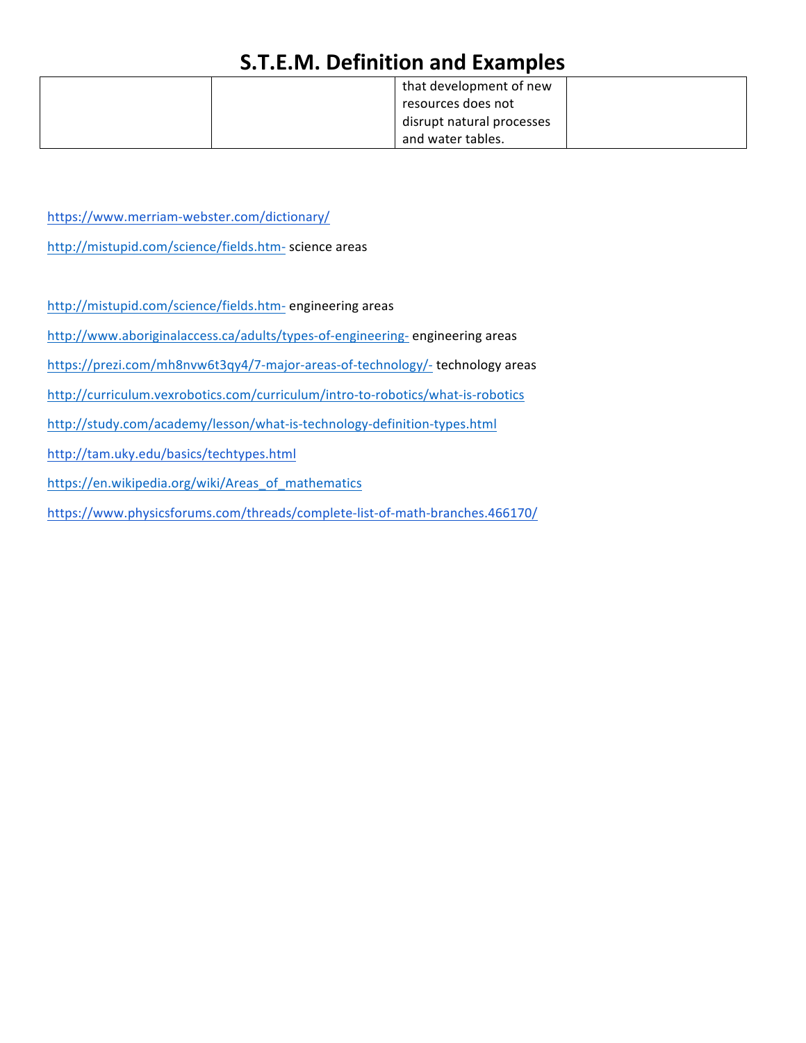# S.T.E.M. Definition and Examples

| | | | |
|---|---|---|---|
| | | that development of new resources does not disrupt natural processes and water tables. | |

https://www.merriam-webster.com/dictionary/

http://mistupid.com/science/fields.htm- science areas

http://mistupid.com/science/fields.htm- engineering areas

http://www.aboriginalaccess.ca/adults/types-of-engineering- engineering areas

https://prezi.com/mh8nvw6t3qy4/7-major-areas-of-technology/- technology areas

http://curriculum.vexrobotics.com/curriculum/intro-to-robotics/what-is-robotics

http://study.com/academy/lesson/what-is-technology-definition-types.html

http://tam.uky.edu/basics/techtypes.html

https://en.wikipedia.org/wiki/Areas_of_mathematics

https://www.physicsforums.com/threads/complete-list-of-math-branches.466170/